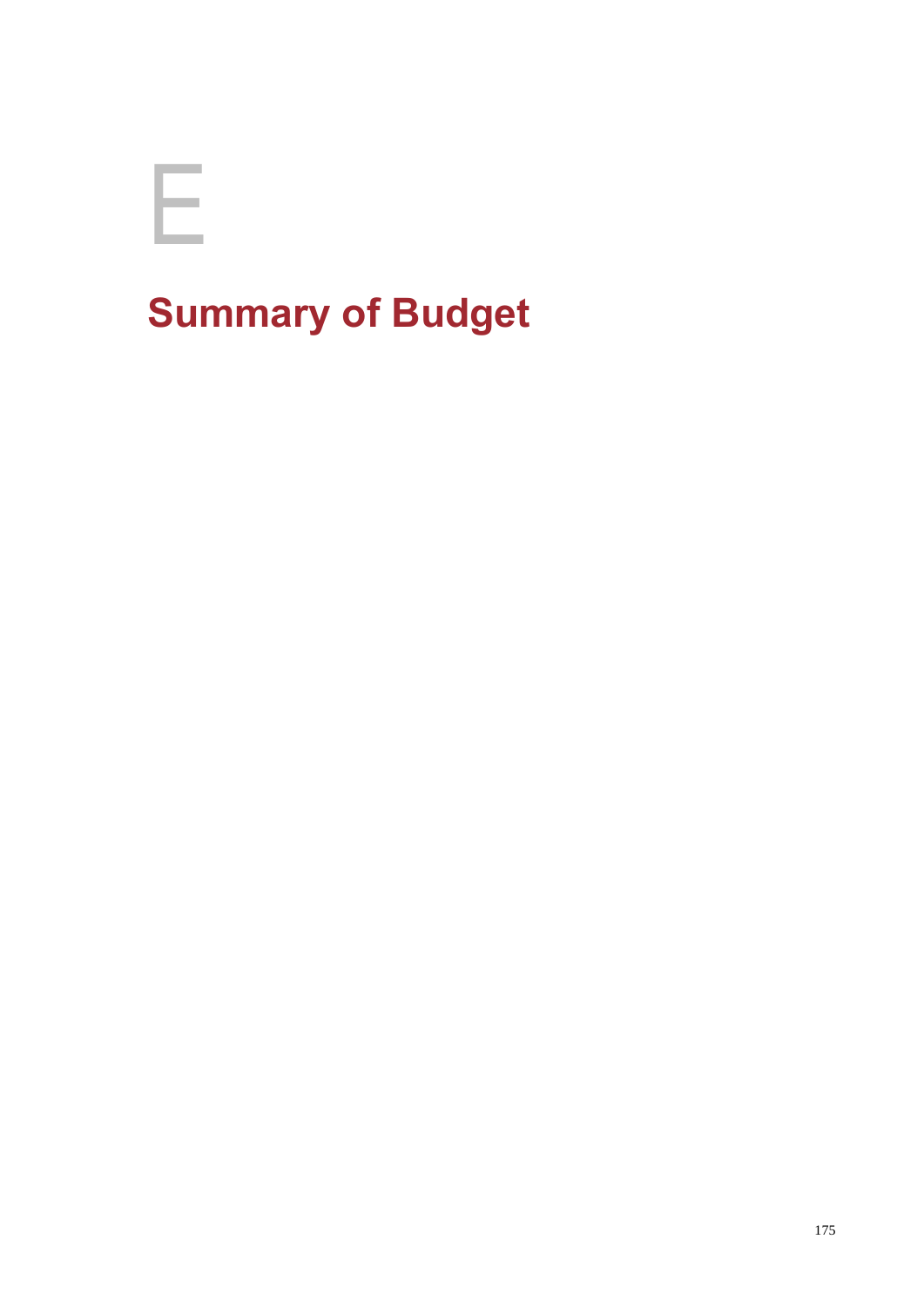# E

# Summary of Budget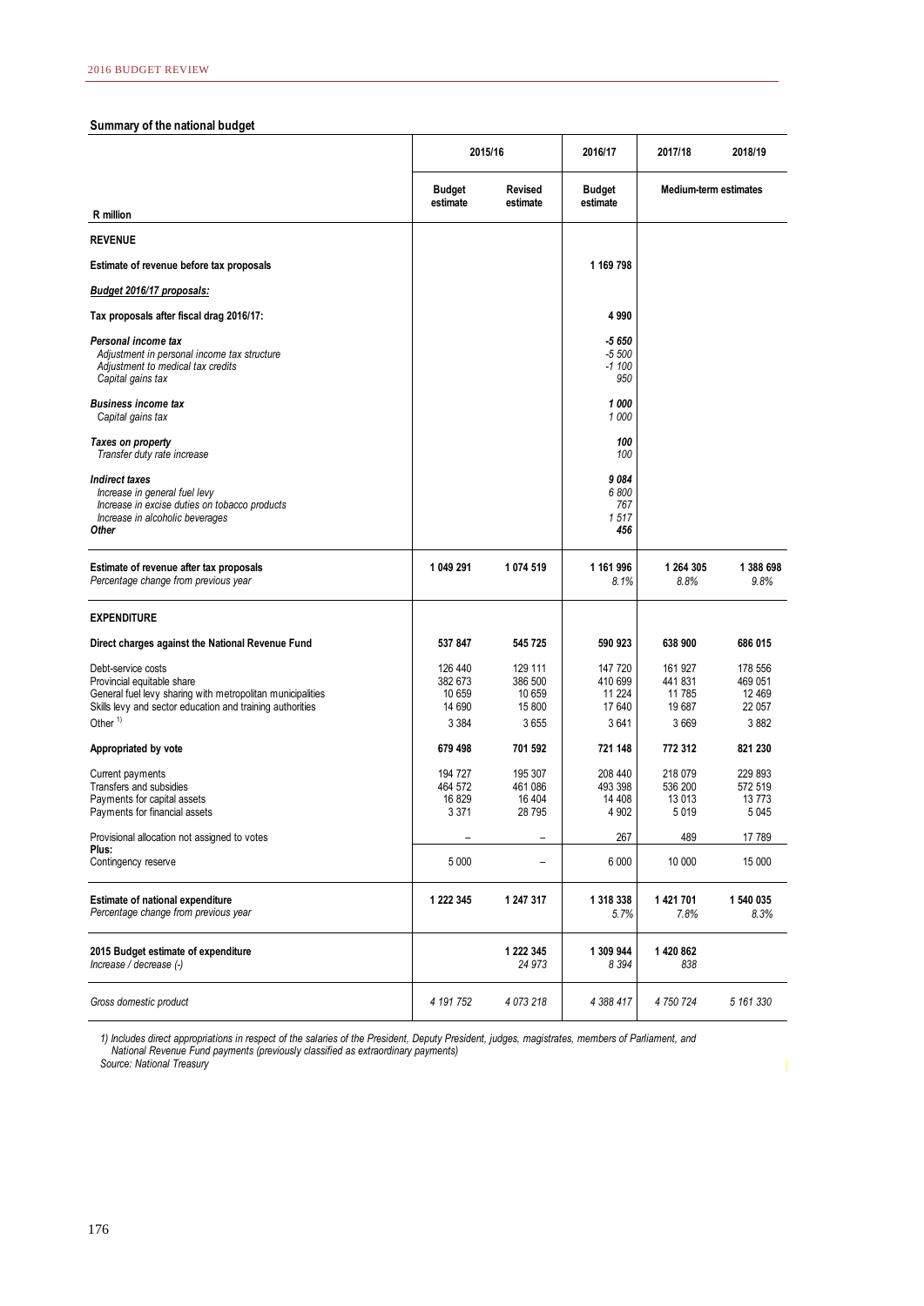### Summary of the national budget

| R million | 2015/16 | | 2016/17 | 2017/18 | 2018/19 |
|---|---|---|---|---|---|
| | Budget estimate | Revised estimate | Budget estimate | Medium-term estimates | |
| **REVENUE** | | | | | |
| **Estimate of revenue before tax proposals** | | | **1 169 798** | | |
| ***Budget 2016/17 proposals:*** | | | | | |
| **Tax proposals after fiscal drag 2016/17:** | | | **4 990** | | |
| ***Personal income tax*** | | | ***-5 650*** | | |
| *Adjustment in personal income tax structure* | | | *-5 500* | | |
| *Adjustment to medical tax credits* | | | *-1 100* | | |
| *Capital gains tax* | | | *950* | | |
| ***Business income tax*** | | | ***1 000*** | | |
| *Capital gains tax* | | | *1 000* | | |
| ***Taxes on property*** | | | ***100*** | | |
| *Transfer duty rate increase* | | | *100* | | |
| ***Indirect taxes*** | | | ***9 084*** | | |
| *Increase in general fuel levy* | | | *6 800* | | |
| *Increase in excise duties on tobacco products* | | | *767* | | |
| *Increase in alcoholic beverages* | | | *1 517* | | |
| ***Other*** | | | ***456*** | | |
| **Estimate of revenue after tax proposals** | **1 049 291** | **1 074 519** | **1 161 996** | **1 264 305** | **1 388 698** |
| *Percentage change from previous year* | | | *8.1%* | *8.8%* | *9.8%* |
| **EXPENDITURE** | | | | | |
| **Direct charges against the National Revenue Fund** | **537 847** | **545 725** | **590 923** | **638 900** | **686 015** |
| Debt-service costs | 126 440 | 129 111 | 147 720 | 161 927 | 178 556 |
| Provincial equitable share | 382 673 | 386 500 | 410 699 | 441 831 | 469 051 |
| General fuel levy sharing with metropolitan municipalities | 10 659 | 10 659 | 11 224 | 11 785 | 12 469 |
| Skills levy and sector education and training authorities | 14 690 | 15 800 | 17 640 | 19 687 | 22 057 |
| Other [1] | 3 384 | 3 655 | 3 641 | 3 669 | 3 882 |
| **Appropriated by vote** | **679 498** | **701 592** | **721 148** | **772 312** | **821 230** |
| Current payments | 194 727 | 195 307 | 208 440 | 218 079 | 229 893 |
| Transfers and subsidies | 464 572 | 461 086 | 493 398 | 536 200 | 572 519 |
| Payments for capital assets | 16 829 | 16 404 | 14 408 | 13 013 | 13 773 |
| Payments for financial assets | 3 371 | 28 795 | 4 902 | 5 019 | 5 045 |
| Provisional allocation not assigned to votes | – | – | 267 | 489 | 17 789 |
| **Plus:** | | | | | |
| Contingency reserve | 5 000 | – | 6 000 | 10 000 | 15 000 |
| **Estimate of national expenditure** | **1 222 345** | **1 247 317** | **1 318 338** | **1 421 701** | **1 540 035** |
| *Percentage change from previous year* | | | *5.7%* | *7.8%* | *8.3%* |
| **2015 Budget estimate of expenditure** | | **1 222 345** | **1 309 944** | **1 420 862** | |
| *Increase / decrease (-)* | | *24 973* | *8 394* | *838* | |
| *Gross domestic product* | *4 191 752* | *4 073 218* | *4 388 417* | *4 750 724* | *5 161 330* |

*1) Includes direct appropriations in respect of the salaries of the President, Deputy President, judges, magistrates, members of Parliament, and National Revenue Fund payments (previously classified as extraordinary payments)*

*Source: National Treasury*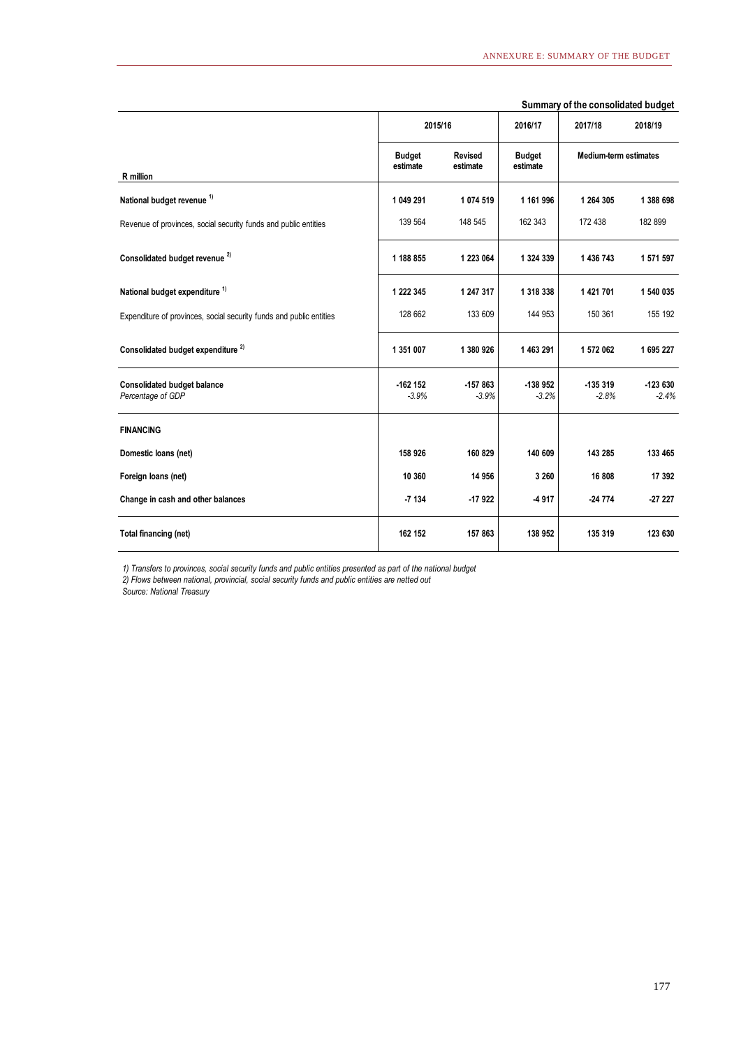**Summary of the consolidated budget**

| R million | 2015/16 | | 2016/17 | 2017/18 | 2018/19 |
|---|---|---|---|---|---|
| | Budget estimate | Revised estimate | Budget estimate | Medium-term estimates | |
| **National budget revenue** [1] | **1 049 291** | **1 074 519** | **1 161 996** | **1 264 305** | **1 388 698** |
| Revenue of provinces, social security funds and public entities | 139 564 | 148 545 | 162 343 | 172 438 | 182 899 |
| **Consolidated budget revenue** [2] | **1 188 855** | **1 223 064** | **1 324 339** | **1 436 743** | **1 571 597** |
| **National budget expenditure** [1] | **1 222 345** | **1 247 317** | **1 318 338** | **1 421 701** | **1 540 035** |
| Expenditure of provinces, social security funds and public entities | 128 662 | 133 609 | 144 953 | 150 361 | 155 192 |
| **Consolidated budget expenditure** [2] | **1 351 007** | **1 380 926** | **1 463 291** | **1 572 062** | **1 695 227** |
| **Consolidated budget balance** | **-162 152** | **-157 863** | **-138 952** | **-135 319** | **-123 630** |
| *Percentage of GDP* | *-3.9%* | *-3.9%* | *-3.2%* | *-2.8%* | *-2.4%* |
| **FINANCING** | | | | | |
| **Domestic loans (net)** | **158 926** | **160 829** | **140 609** | **143 285** | **133 465** |
| **Foreign loans (net)** | **10 360** | **14 956** | **3 260** | **16 808** | **17 392** |
| **Change in cash and other balances** | **-7 134** | **-17 922** | **-4 917** | **-24 774** | **-27 227** |
| **Total financing (net)** | **162 152** | **157 863** | **138 952** | **135 319** | **123 630** |

*1) Transfers to provinces, social security funds and public entities presented as part of the national budget*

*2) Flows between national, provincial, social security funds and public entities are netted out*

*Source: National Treasury*